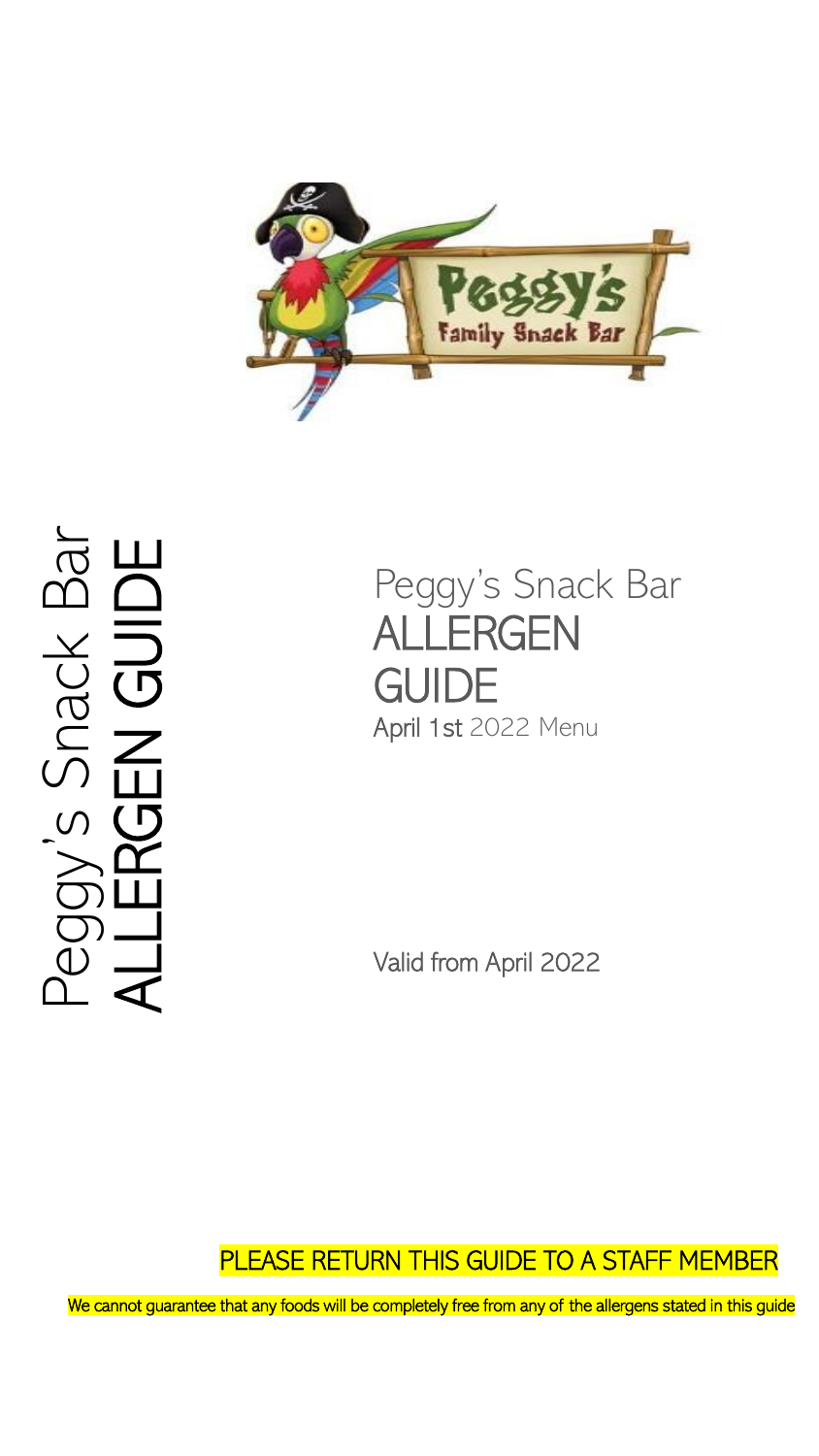Peggy's Snack Bar
ALLERGEN GUIDE

# Peggy's Snack Bar ALLERGEN GUIDE

April 1st 2022 Menu

Valid from April 2022

PLEASE RETURN THIS GUIDE TO A STAFF MEMBER

We cannot guarantee that any foods will be completely free from any of the allergens stated in this guide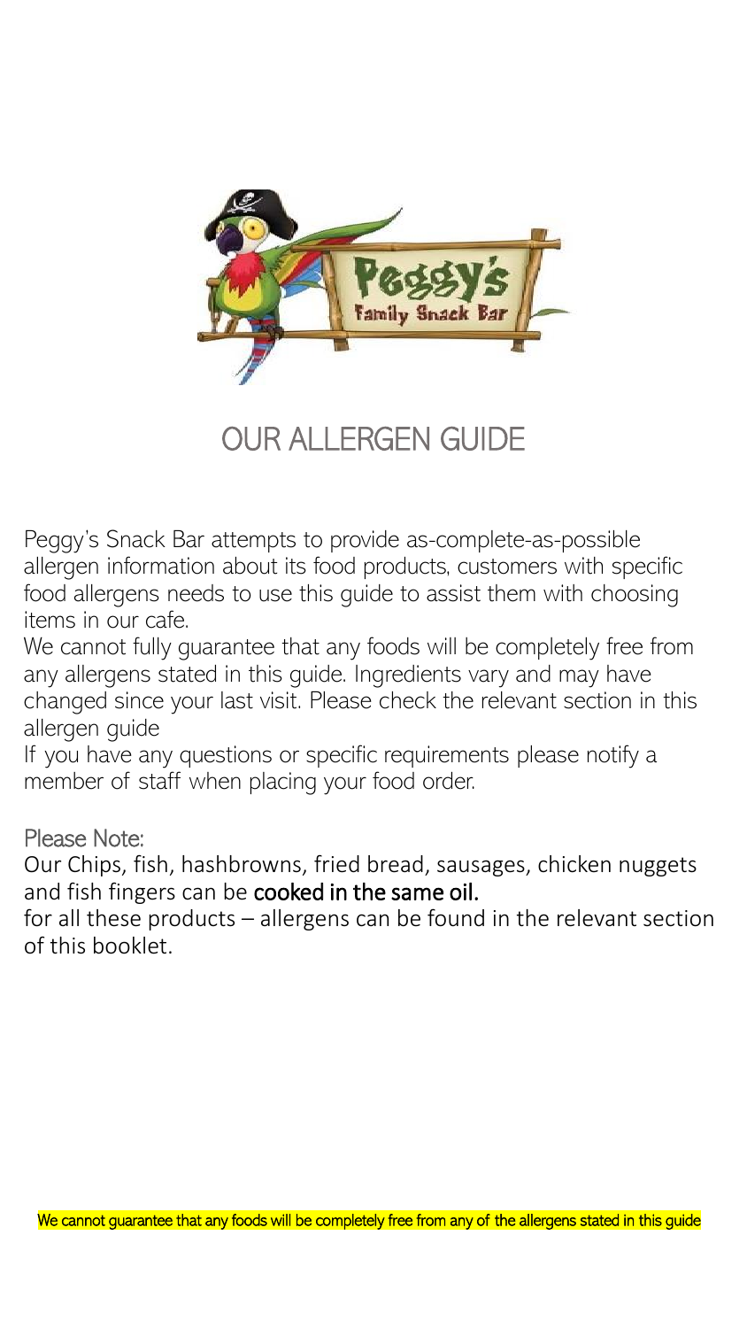# OUR ALLERGEN GUIDE

Peggy's Snack Bar attempts to provide as-complete-as-possible allergen information about its food products, customers with specific food allergens needs to use this guide to assist them with choosing items in our cafe.

We cannot fully guarantee that any foods will be completely free from any allergens stated in this guide. Ingredients vary and may have changed since your last visit. Please check the relevant section in this allergen guide

If you have any questions or specific requirements please notify a member of staff when placing your food order.

Please Note:

Our Chips, fish, hashbrowns, fried bread, sausages, chicken nuggets and fish fingers can be **cooked in the same oil.**

for all these products – allergens can be found in the relevant section of this booklet.

We cannot guarantee that any foods will be completely free from any of the allergens stated in this guide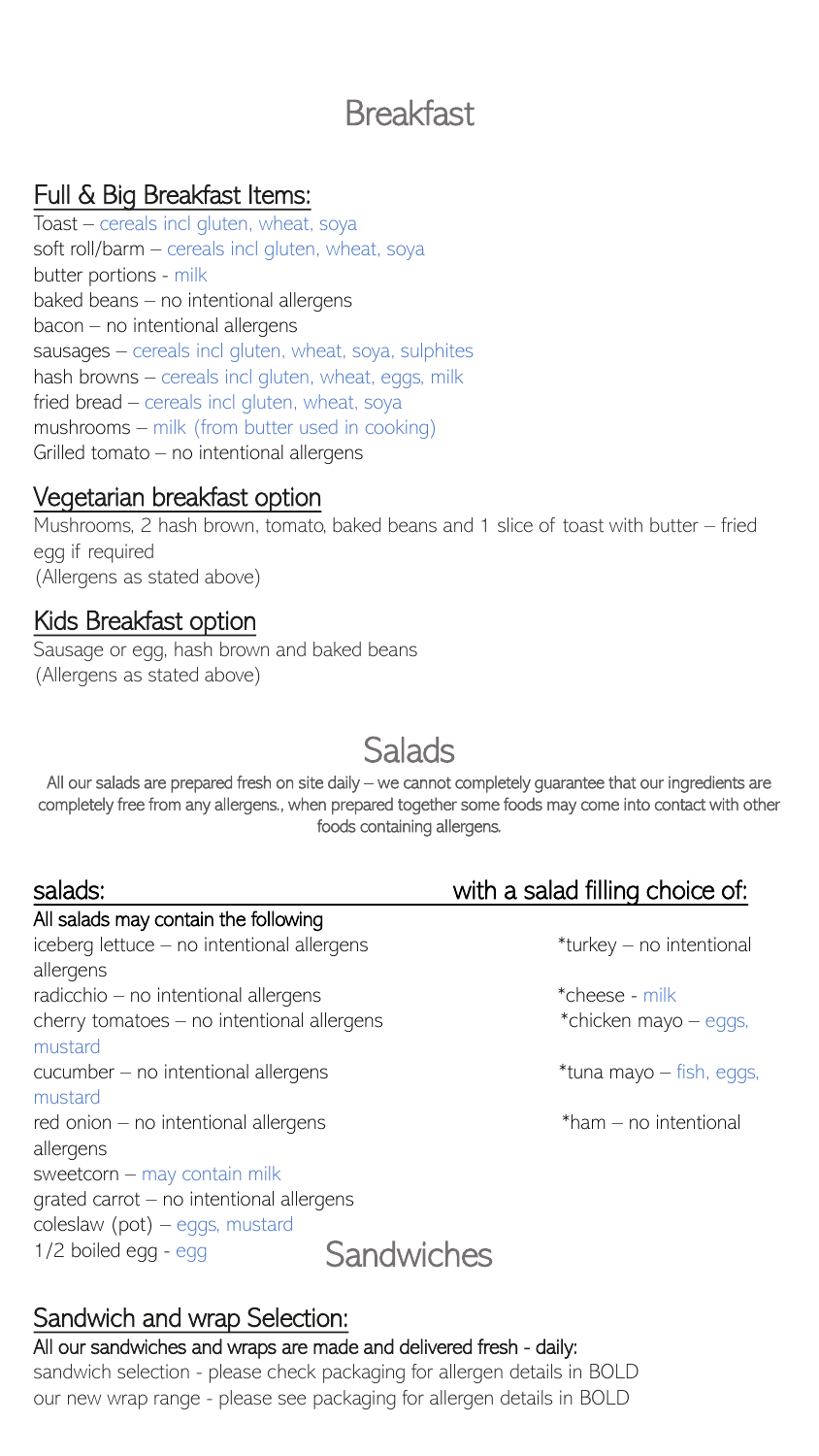# Breakfast

## Full & Big Breakfast Items:

Toast – cereals incl gluten, wheat, soya
soft roll/barm – cereals incl gluten, wheat, soya
butter portions - milk
baked beans – no intentional allergens
bacon – no intentional allergens
sausages – cereals incl gluten, wheat, soya, sulphites
hash browns – cereals incl gluten, wheat, eggs, milk
fried bread – cereals incl gluten, wheat, soya
mushrooms – milk (from butter used in cooking)
Grilled tomato – no intentional allergens

## Vegetarian breakfast option

Mushrooms, 2 hash brown, tomato, baked beans and 1 slice of toast with butter – fried egg if required
(Allergens as stated above)

## Kids Breakfast option

Sausage or egg, hash brown and baked beans
(Allergens as stated above)

# Salads

All our salads are prepared fresh on site daily – we cannot completely guarantee that our ingredients are completely free from any allergens., when prepared together some foods may come into contact with other foods containing allergens.

## salads:

**All salads may contain the following**

iceberg lettuce – no intentional allergens
radicchio – no intentional allergens
cherry tomatoes – no intentional allergens
cucumber – no intentional allergens
red onion – no intentional allergens
sweetcorn – may contain milk
grated carrot – no intentional allergens
coleslaw (pot) – eggs, mustard
1/2 boiled egg - egg

## with a salad filling choice of:

*turkey – no intentional allergens
*cheese - milk
*chicken mayo – eggs, mustard
*tuna mayo – fish, eggs, mustard
*ham – no intentional allergens

# Sandwiches

## Sandwich and wrap Selection:

**All our sandwiches and wraps are made and delivered fresh - daily:**

sandwich selection - please check packaging for allergen details in BOLD
our new wrap range - please see packaging for allergen details in BOLD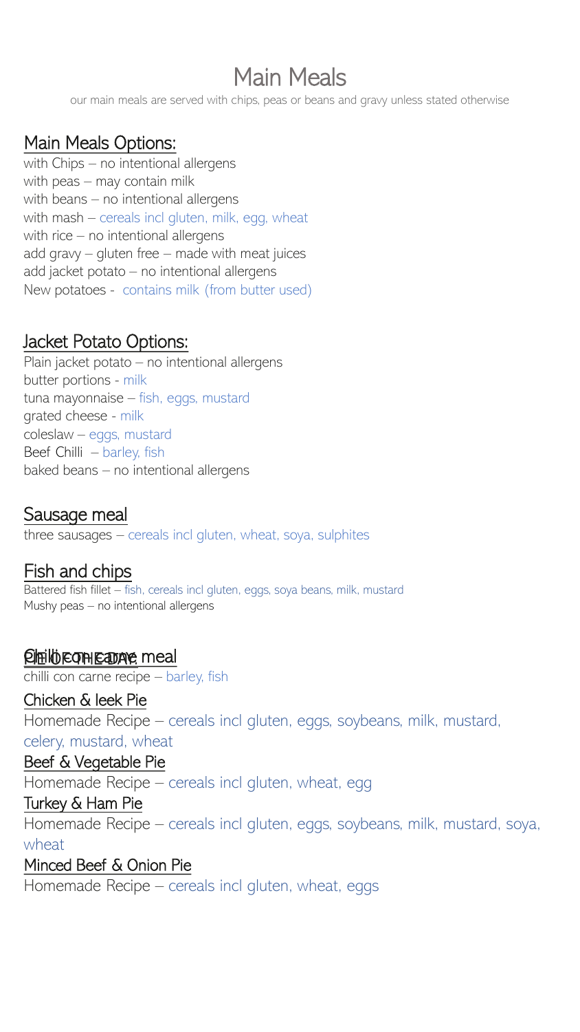# Main Meals

our main meals are served with chips, peas or beans and gravy unless stated otherwise

## Main Meals Options:

with Chips – no intentional allergens
with peas – may contain milk
with beans – no intentional allergens
with mash – cereals incl gluten, milk, egg, wheat
with rice – no intentional allergens
add gravy – gluten free – made with meat juices
add jacket potato – no intentional allergens
New potatoes - contains milk (from butter used)

## Jacket Potato Options:

Plain jacket potato – no intentional allergens
butter portions - milk
tuna mayonnaise – fish, eggs, mustard
grated cheese - milk
coleslaw – eggs, mustard
Beef Chilli – barley, fish
baked beans – no intentional allergens

## Sausage meal

three sausages – cereals incl gluten, wheat, soya, sulphites

## Fish and chips

Battered fish fillet – fish, cereals incl gluten, eggs, soya beans, milk, mustard
Mushy peas – no intentional allergens

## Chilli con carne meal / PIE OF THE DAY

chilli con carne recipe – barley, fish

### Chicken & leek Pie

Homemade Recipe – cereals incl gluten, eggs, soybeans, milk, mustard, celery, mustard, wheat

### Beef & Vegetable Pie

Homemade Recipe – cereals incl gluten, wheat, egg

### Turkey & Ham Pie

Homemade Recipe – cereals incl gluten, eggs, soybeans, milk, mustard, soya, wheat

### Minced Beef & Onion Pie

Homemade Recipe – cereals incl gluten, wheat, eggs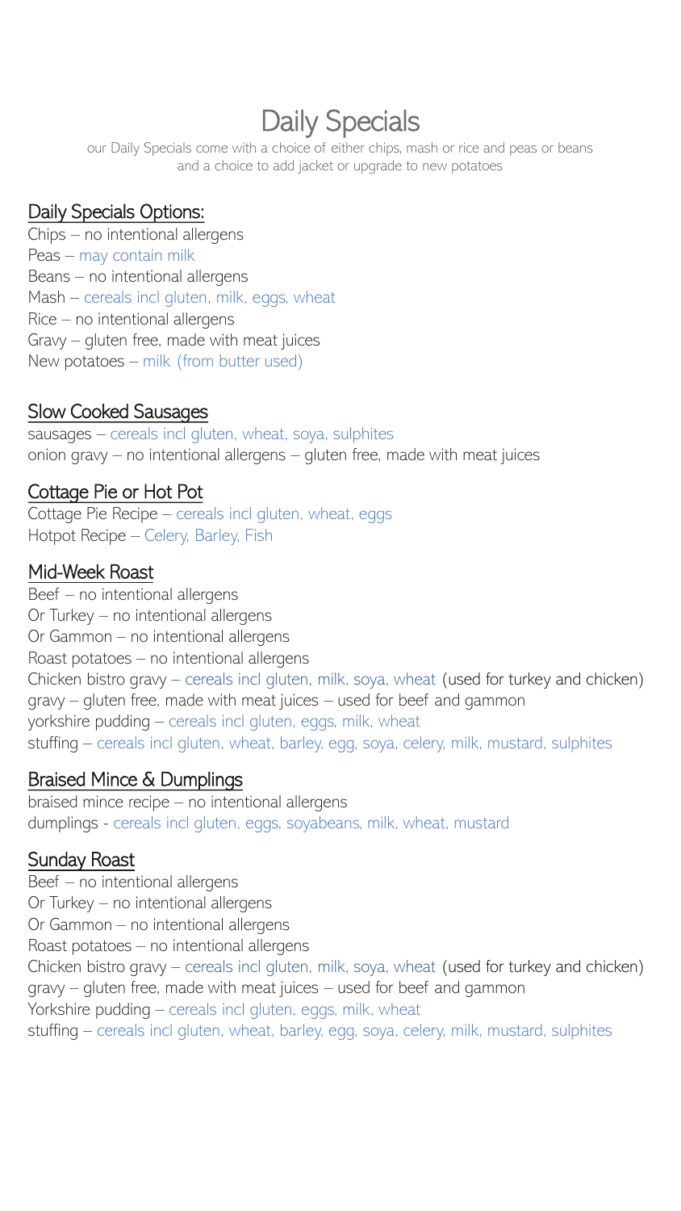# Daily Specials

our Daily Specials come with a choice of either chips, mash or rice and peas or beans and a choice to add jacket or upgrade to new potatoes

## Daily Specials Options:

Chips – no intentional allergens
Peas – may contain milk
Beans – no intentional allergens
Mash – cereals incl gluten, milk, eggs, wheat
Rice – no intentional allergens
Gravy – gluten free, made with meat juices
New potatoes – milk (from butter used)

## Slow Cooked Sausages

sausages – cereals incl gluten, wheat, soya, sulphites
onion gravy – no intentional allergens – gluten free, made with meat juices

## Cottage Pie or Hot Pot

Cottage Pie Recipe – cereals incl gluten, wheat, eggs
Hotpot Recipe – Celery, Barley, Fish

## Mid-Week Roast

Beef – no intentional allergens
Or Turkey – no intentional allergens
Or Gammon – no intentional allergens
Roast potatoes – no intentional allergens
Chicken bistro gravy – cereals incl gluten, milk, soya, wheat (used for turkey and chicken)
gravy – gluten free, made with meat juices – used for beef and gammon
yorkshire pudding – cereals incl gluten, eggs, milk, wheat
stuffing – cereals incl gluten, wheat, barley, egg, soya, celery, milk, mustard, sulphites

## Braised Mince & Dumplings

braised mince recipe – no intentional allergens
dumplings - cereals incl gluten, eggs, soyabeans, milk, wheat, mustard

## Sunday Roast

Beef – no intentional allergens
Or Turkey – no intentional allergens
Or Gammon – no intentional allergens
Roast potatoes – no intentional allergens
Chicken bistro gravy – cereals incl gluten, milk, soya, wheat (used for turkey and chicken)
gravy – gluten free, made with meat juices – used for beef and gammon
Yorkshire pudding – cereals incl gluten, eggs, milk, wheat
stuffing – cereals incl gluten, wheat, barley, egg, soya, celery, milk, mustard, sulphites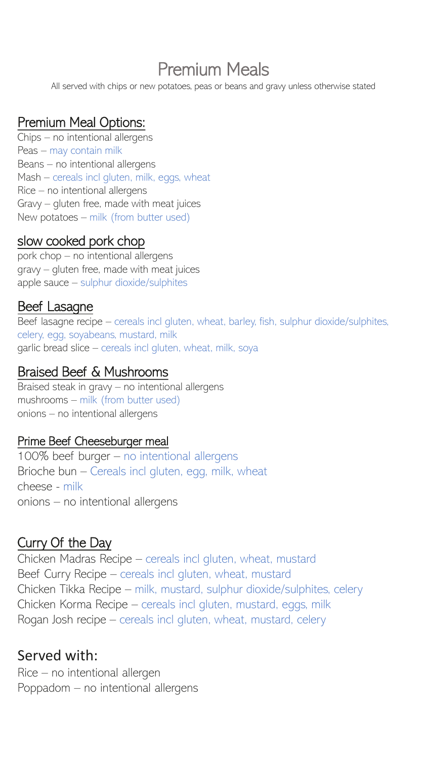# Premium Meals

All served with chips or new potatoes, peas or beans and gravy unless otherwise stated

## Premium Meal Options:

Chips – no intentional allergens
Peas – may contain milk
Beans – no intentional allergens
Mash – cereals incl gluten, milk, eggs, wheat
Rice – no intentional allergens
Gravy – gluten free, made with meat juices
New potatoes – milk (from butter used)

## slow cooked pork chop

pork chop – no intentional allergens
gravy – gluten free, made with meat juices
apple sauce – sulphur dioxide/sulphites

## Beef Lasagne

Beef lasagne recipe – cereals incl gluten, wheat, barley, fish, sulphur dioxide/sulphites, celery, egg, soyabeans, mustard, milk
garlic bread slice – cereals incl gluten, wheat, milk, soya

## Braised Beef & Mushrooms

Braised steak in gravy – no intentional allergens
mushrooms – milk (from butter used)
onions – no intentional allergens

## Prime Beef Cheeseburger meal

100% beef burger – no intentional allergens
Brioche bun – Cereals incl gluten, egg, milk, wheat
cheese - milk
onions – no intentional allergens

## Curry Of the Day

Chicken Madras Recipe – cereals incl gluten, wheat, mustard
Beef Curry Recipe – cereals incl gluten, wheat, mustard
Chicken Tikka Recipe – milk, mustard, sulphur dioxide/sulphites, celery
Chicken Korma Recipe – cereals incl gluten, mustard, eggs, milk
Rogan Josh recipe – cereals incl gluten, wheat, mustard, celery

## Served with:

Rice – no intentional allergen
Poppadom – no intentional allergens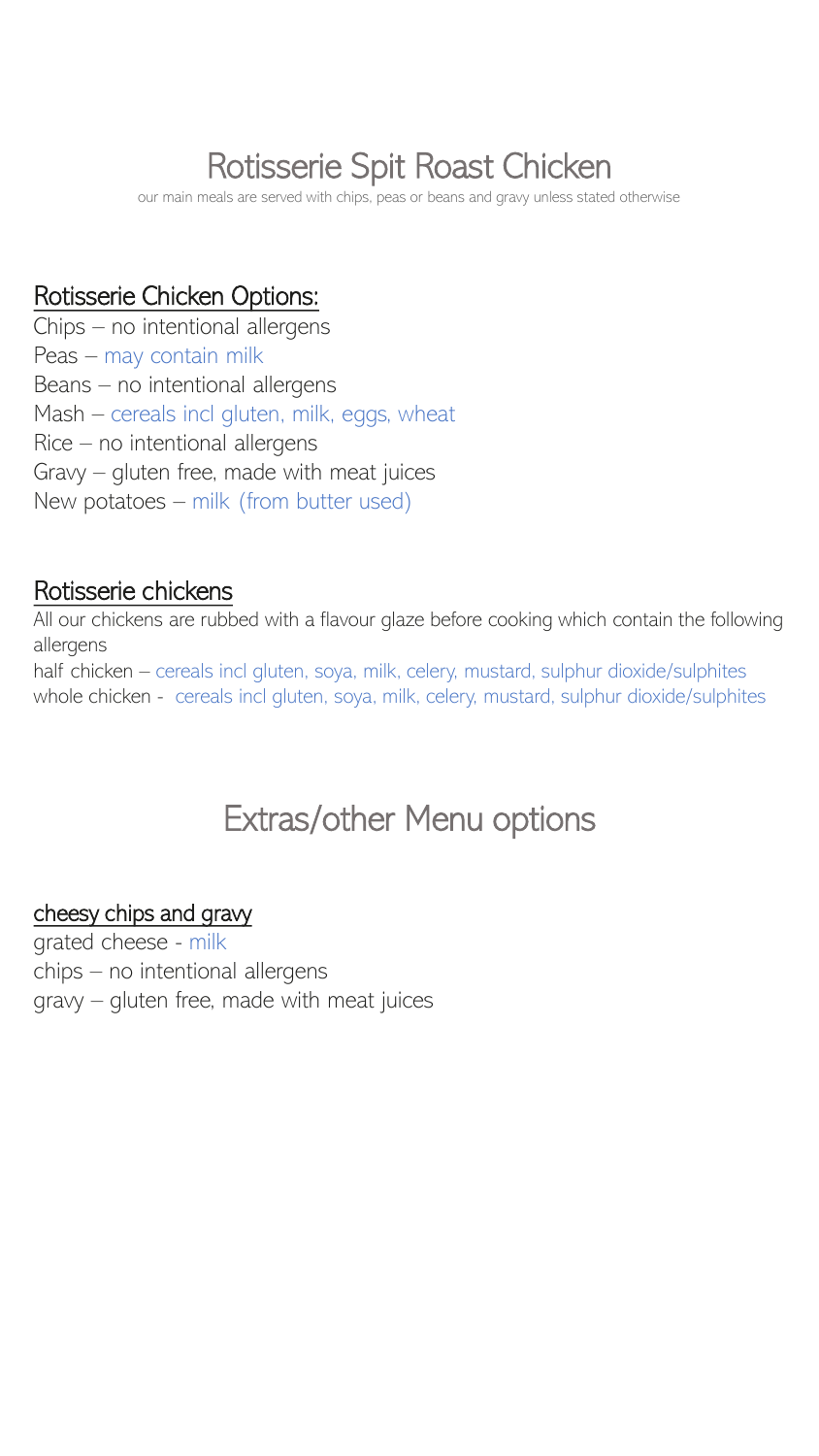# Rotisserie Spit Roast Chicken

our main meals are served with chips, peas or beans and gravy unless stated otherwise

## Rotisserie Chicken Options:

Chips – no intentional allergens
Peas – may contain milk
Beans – no intentional allergens
Mash – cereals incl gluten, milk, eggs, wheat
Rice – no intentional allergens
Gravy – gluten free, made with meat juices
New potatoes – milk (from butter used)

## Rotisserie chickens

All our chickens are rubbed with a flavour glaze before cooking which contain the following allergens

half chicken – cereals incl gluten, soya, milk, celery, mustard, sulphur dioxide/sulphites
whole chicken - cereals incl gluten, soya, milk, celery, mustard, sulphur dioxide/sulphites

# Extras/other Menu options

## cheesy chips and gravy

grated cheese - milk
chips – no intentional allergens
gravy – gluten free, made with meat juices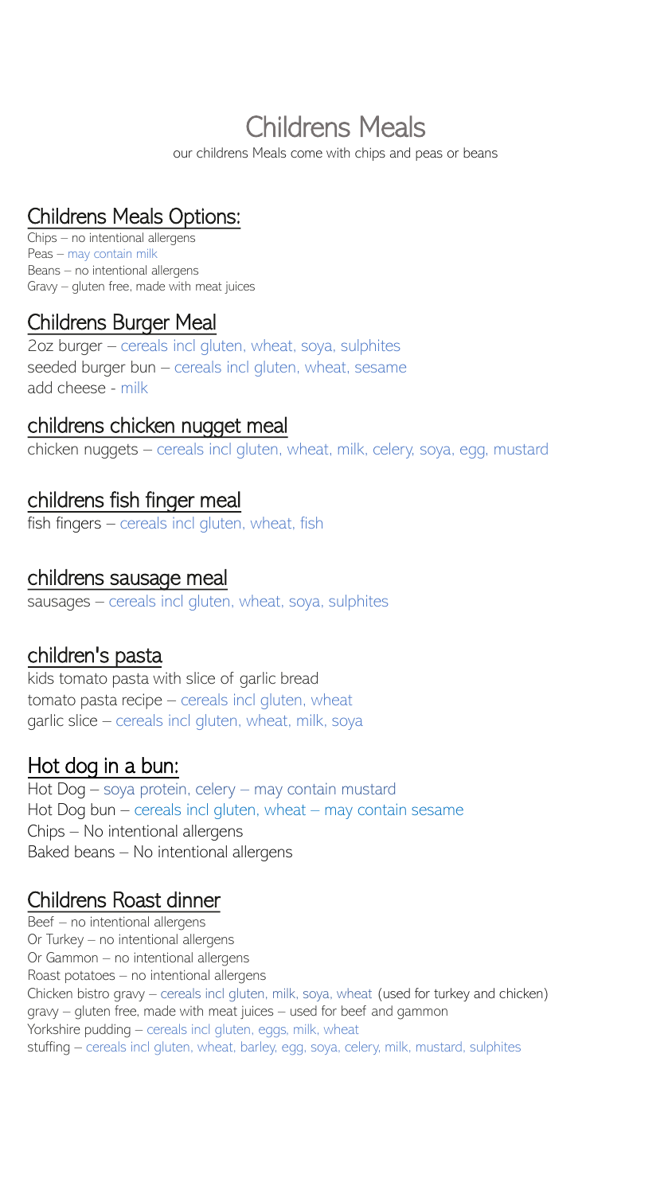# Childrens Meals

our childrens Meals come with chips and peas or beans

## Childrens Meals Options:

Chips – no intentional allergens
Peas – may contain milk
Beans – no intentional allergens
Gravy – gluten free, made with meat juices

## Childrens Burger Meal

2oz burger – cereals incl gluten, wheat, soya, sulphites
seeded burger bun – cereals incl gluten, wheat, sesame
add cheese - milk

## childrens chicken nugget meal

chicken nuggets – cereals incl gluten, wheat, milk, celery, soya, egg, mustard

## childrens fish finger meal

fish fingers – cereals incl gluten, wheat, fish

## childrens sausage meal

sausages – cereals incl gluten, wheat, soya, sulphites

## children's pasta

kids tomato pasta with slice of garlic bread
tomato pasta recipe – cereals incl gluten, wheat
garlic slice – cereals incl gluten, wheat, milk, soya

## Hot dog in a bun:

Hot Dog – soya protein, celery – may contain mustard
Hot Dog bun – cereals incl gluten, wheat – may contain sesame
Chips – No intentional allergens
Baked beans – No intentional allergens

## Childrens Roast dinner

Beef – no intentional allergens
Or Turkey – no intentional allergens
Or Gammon – no intentional allergens
Roast potatoes – no intentional allergens
Chicken bistro gravy – cereals incl gluten, milk, soya, wheat (used for turkey and chicken)
gravy – gluten free, made with meat juices – used for beef and gammon
Yorkshire pudding – cereals incl gluten, eggs, milk, wheat
stuffing – cereals incl gluten, wheat, barley, egg, soya, celery, milk, mustard, sulphites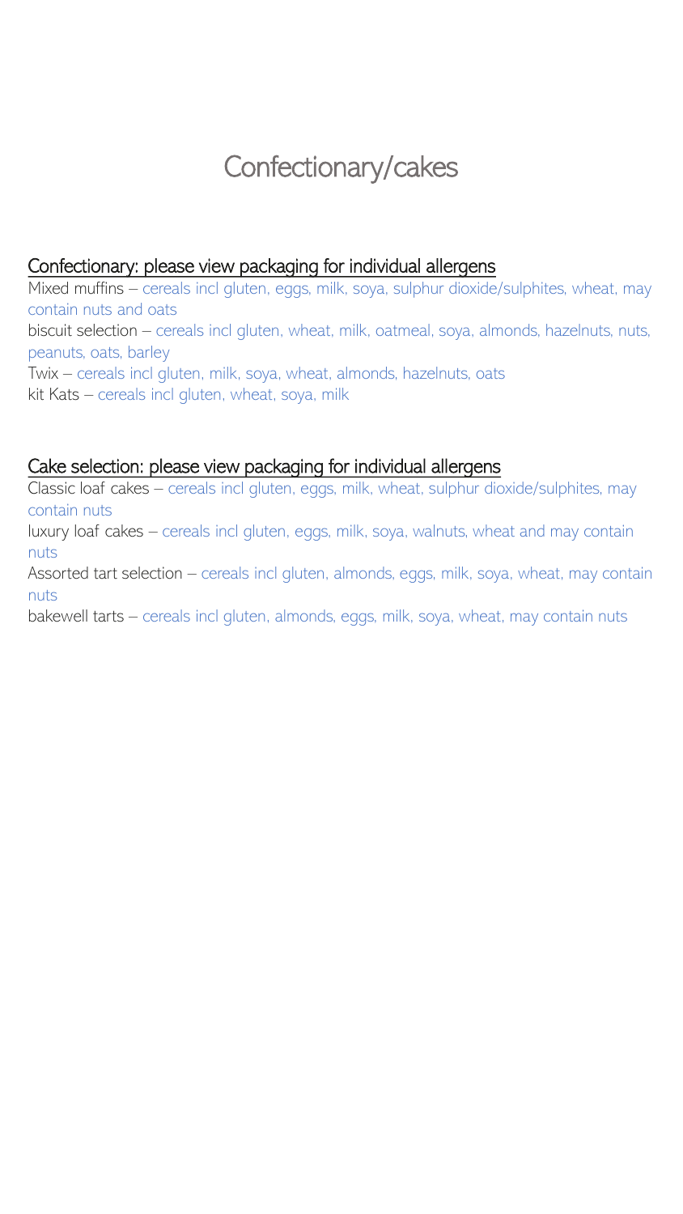# Confectionary/cakes

<u>Confectionary: please view packaging for individual allergens</u>

Mixed muffins – cereals incl gluten, eggs, milk, soya, sulphur dioxide/sulphites, wheat, may contain nuts and oats

biscuit selection – cereals incl gluten, wheat, milk, oatmeal, soya, almonds, hazelnuts, nuts, peanuts, oats, barley

Twix – cereals incl gluten, milk, soya, wheat, almonds, hazelnuts, oats

kit Kats – cereals incl gluten, wheat, soya, milk

<u>Cake selection: please view packaging for individual allergens</u>

Classic loaf cakes – cereals incl gluten, eggs, milk, wheat, sulphur dioxide/sulphites, may contain nuts

luxury loaf cakes – cereals incl gluten, eggs, milk, soya, walnuts, wheat and may contain nuts

Assorted tart selection – cereals incl gluten, almonds, eggs, milk, soya, wheat, may contain nuts

bakewell tarts – cereals incl gluten, almonds, eggs, milk, soya, wheat, may contain nuts